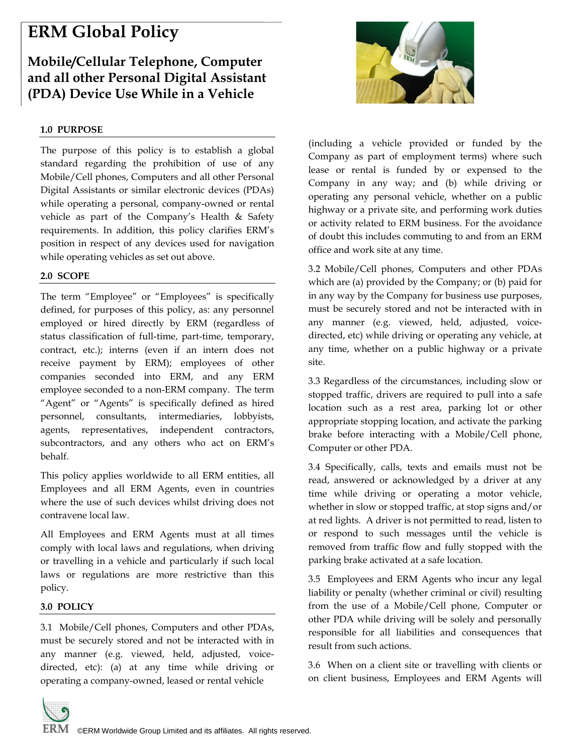# ERM Global Policy

## Mobile/Cellular Telephone, Computer and all other Personal Digital Assistant (PDA) Device Use While in a Vehicle

### 1.0 PURPOSE

The purpose of this policy is to establish a global standard regarding the prohibition of use of any Mobile/Cell phones, Computers and all other Personal Digital Assistants or similar electronic devices (PDAs) while operating a personal, company-owned or rental vehicle as part of the Company's Health & Safety requirements. In addition, this policy clarifies ERM's position in respect of any devices used for navigation while operating vehicles as set out above.

### 2.0 SCOPE

The term "Employee" or "Employees" is specifically defined, for purposes of this policy, as: any personnel employed or hired directly by ERM (regardless of status classification of full-time, part-time, temporary, contract, etc.); interns (even if an intern does not receive payment by ERM); employees of other companies seconded into ERM, and any ERM employee seconded to a non-ERM company. The term "Agent" or "Agents" is specifically defined as hired personnel, consultants, intermediaries, lobbyists, agents, representatives, independent contractors, subcontractors, and any others who act on ERM's behalf.

This policy applies worldwide to all ERM entities, all Employees and all ERM Agents, even in countries where the use of such devices whilst driving does not contravene local law.

All Employees and ERM Agents must at all times comply with local laws and regulations, when driving or travelling in a vehicle and particularly if such local laws or regulations are more restrictive than this policy.

### 3.0 POLICY

3.1 Mobile/Cell phones, Computers and other PDAs, must be securely stored and not be interacted with in any manner (e.g. viewed, held, adjusted, voice-directed, etc): (a) at any time while driving or operating a company-owned, leased or rental vehicle (including a vehicle provided or funded by the Company as part of employment terms) where such lease or rental is funded by or expensed to the Company in any way; and (b) while driving or operating any personal vehicle, whether on a public highway or a private site, and performing work duties or activity related to ERM business. For the avoidance of doubt this includes commuting to and from an ERM office and work site at any time.

3.2 Mobile/Cell phones, Computers and other PDAs which are (a) provided by the Company; or (b) paid for in any way by the Company for business use purposes, must be securely stored and not be interacted with in any manner (e.g. viewed, held, adjusted, voice-directed, etc) while driving or operating any vehicle, at any time, whether on a public highway or a private site.

3.3 Regardless of the circumstances, including slow or stopped traffic, drivers are required to pull into a safe location such as a rest area, parking lot or other appropriate stopping location, and activate the parking brake before interacting with a Mobile/Cell phone, Computer or other PDA.

3.4 Specifically, calls, texts and emails must not be read, answered or acknowledged by a driver at any time while driving or operating a motor vehicle, whether in slow or stopped traffic, at stop signs and/or at red lights. A driver is not permitted to read, listen to or respond to such messages until the vehicle is removed from traffic flow and fully stopped with the parking brake activated at a safe location.

3.5 Employees and ERM Agents who incur any legal liability or penalty (whether criminal or civil) resulting from the use of a Mobile/Cell phone, Computer or other PDA while driving will be solely and personally responsible for all liabilities and consequences that result from such actions.

3.6 When on a client site or travelling with clients or on client business, Employees and ERM Agents will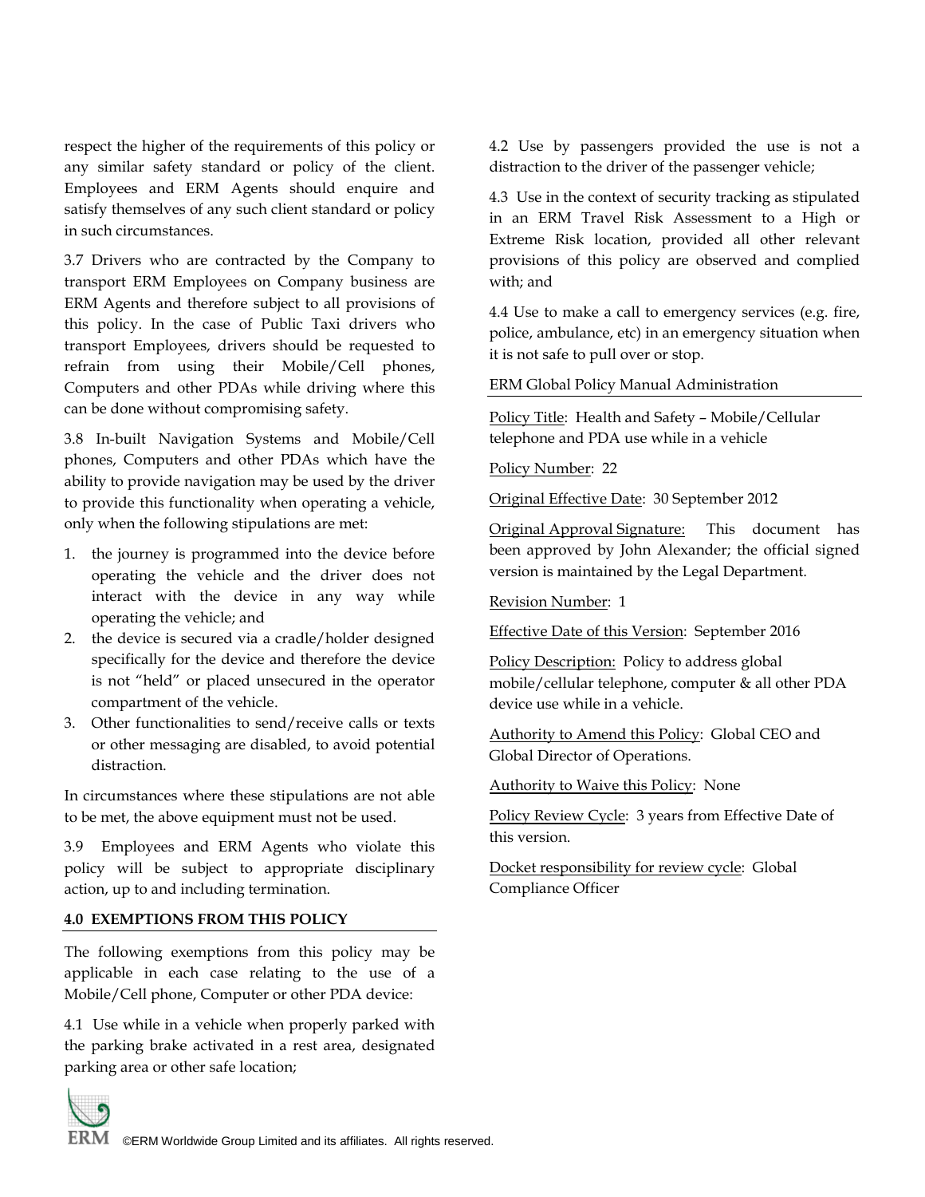respect the higher of the requirements of this policy or any similar safety standard or policy of the client. Employees and ERM Agents should enquire and satisfy themselves of any such client standard or policy in such circumstances.

3.7 Drivers who are contracted by the Company to transport ERM Employees on Company business are ERM Agents and therefore subject to all provisions of this policy. In the case of Public Taxi drivers who transport Employees, drivers should be requested to refrain from using their Mobile/Cell phones, Computers and other PDAs while driving where this can be done without compromising safety.

3.8 In-built Navigation Systems and Mobile/Cell phones, Computers and other PDAs which have the ability to provide navigation may be used by the driver to provide this functionality when operating a vehicle, only when the following stipulations are met:

1. the journey is programmed into the device before operating the vehicle and the driver does not interact with the device in any way while operating the vehicle; and
2. the device is secured via a cradle/holder designed specifically for the device and therefore the device is not "held" or placed unsecured in the operator compartment of the vehicle.
3. Other functionalities to send/receive calls or texts or other messaging are disabled, to avoid potential distraction.

In circumstances where these stipulations are not able to be met, the above equipment must not be used.

3.9 Employees and ERM Agents who violate this policy will be subject to appropriate disciplinary action, up to and including termination.

**4.0 EXEMPTIONS FROM THIS POLICY**

The following exemptions from this policy may be applicable in each case relating to the use of a Mobile/Cell phone, Computer or other PDA device:

4.1 Use while in a vehicle when properly parked with the parking brake activated in a rest area, designated parking area or other safe location;

4.2 Use by passengers provided the use is not a distraction to the driver of the passenger vehicle;

4.3 Use in the context of security tracking as stipulated in an ERM Travel Risk Assessment to a High or Extreme Risk location, provided all other relevant provisions of this policy are observed and complied with; and

4.4 Use to make a call to emergency services (e.g. fire, police, ambulance, etc) in an emergency situation when it is not safe to pull over or stop.

ERM Global Policy Manual Administration

Policy Title: Health and Safety – Mobile/Cellular telephone and PDA use while in a vehicle

Policy Number: 22

Original Effective Date: 30 September 2012

Original Approval Signature: This document has been approved by John Alexander; the official signed version is maintained by the Legal Department.

Revision Number: 1

Effective Date of this Version: September 2016

Policy Description: Policy to address global mobile/cellular telephone, computer & all other PDA device use while in a vehicle.

Authority to Amend this Policy: Global CEO and Global Director of Operations.

Authority to Waive this Policy: None

Policy Review Cycle: 3 years from Effective Date of this version.

Docket responsibility for review cycle: Global Compliance Officer